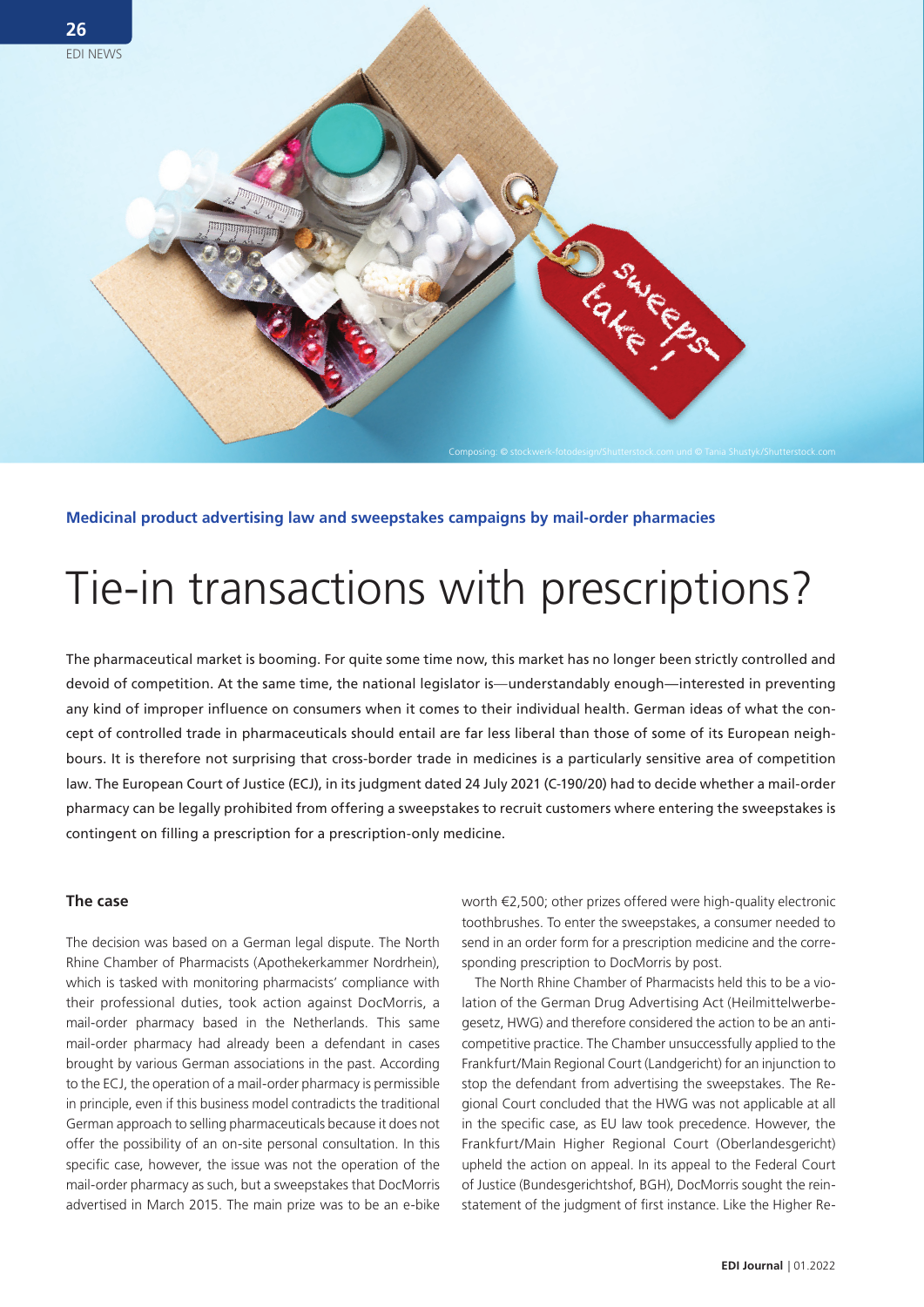**Medicinal product advertising law and sweepstakes campaigns by mail-order pharmacies**

# Tie-in transactions with prescriptions?

The pharmaceutical market is booming. For quite some time now, this market has no longer been strictly controlled and devoid of competition. At the same time, the national legislator is—understandably enough—interested in preventing any kind of improper influence on consumers when it comes to their individual health. German ideas of what the concept of controlled trade in pharmaceuticals should entail are far less liberal than those of some of its European neighbours. It is therefore not surprising that cross-border trade in medicines is a particularly sensitive area of competition law. The European Court of Justice (ECJ), in its judgment dated 24 July 2021 (C-190/20) had to decide whether a mail-order pharmacy can be legally prohibited from offering a sweepstakes to recruit customers where entering the sweepstakes is contingent on filling a prescription for a prescription-only medicine.

### The case

The decision was based on a German legal dispute. The North Rhine Chamber of Pharmacists (Apothekerkammer Nordrhein), which is tasked with monitoring pharmacists' compliance with their professional duties, took action against DocMorris, a mail-order pharmacy based in the Netherlands. This same mail-order pharmacy had already been a defendant in cases brought by various German associations in the past. According to the ECJ, the operation of a mail-order pharmacy is permissible in principle, even if this business model contradicts the traditional German approach to selling pharmaceuticals because it does not offer the possibility of an on-site personal consultation. In this specific case, however, the issue was not the operation of the mail-order pharmacy as such, but a sweepstakes that DocMorris advertised in March 2015. The main prize was to be an e-bike worth €2,500; other prizes offered were high-quality electronic toothbrushes. To enter the sweepstakes, a consumer needed to send in an order form for a prescription medicine and the corresponding prescription to DocMorris by post.

The North Rhine Chamber of Pharmacists held this to be a violation of the German Drug Advertising Act (Heilmittelwerbegesetz, HWG) and therefore considered the action to be an anti-competitive practice. The Chamber unsuccessfully applied to the Frankfurt/Main Regional Court (Landgericht) for an injunction to stop the defendant from advertising the sweepstakes. The Regional Court concluded that the HWG was not applicable at all in the specific case, as EU law took precedence. However, the Frankfurt/Main Higher Regional Court (Oberlandesgericht) upheld the action on appeal. In its appeal to the Federal Court of Justice (Bundesgerichtshof, BGH), DocMorris sought the reinstatement of the judgment of first instance. Like the Higher Re-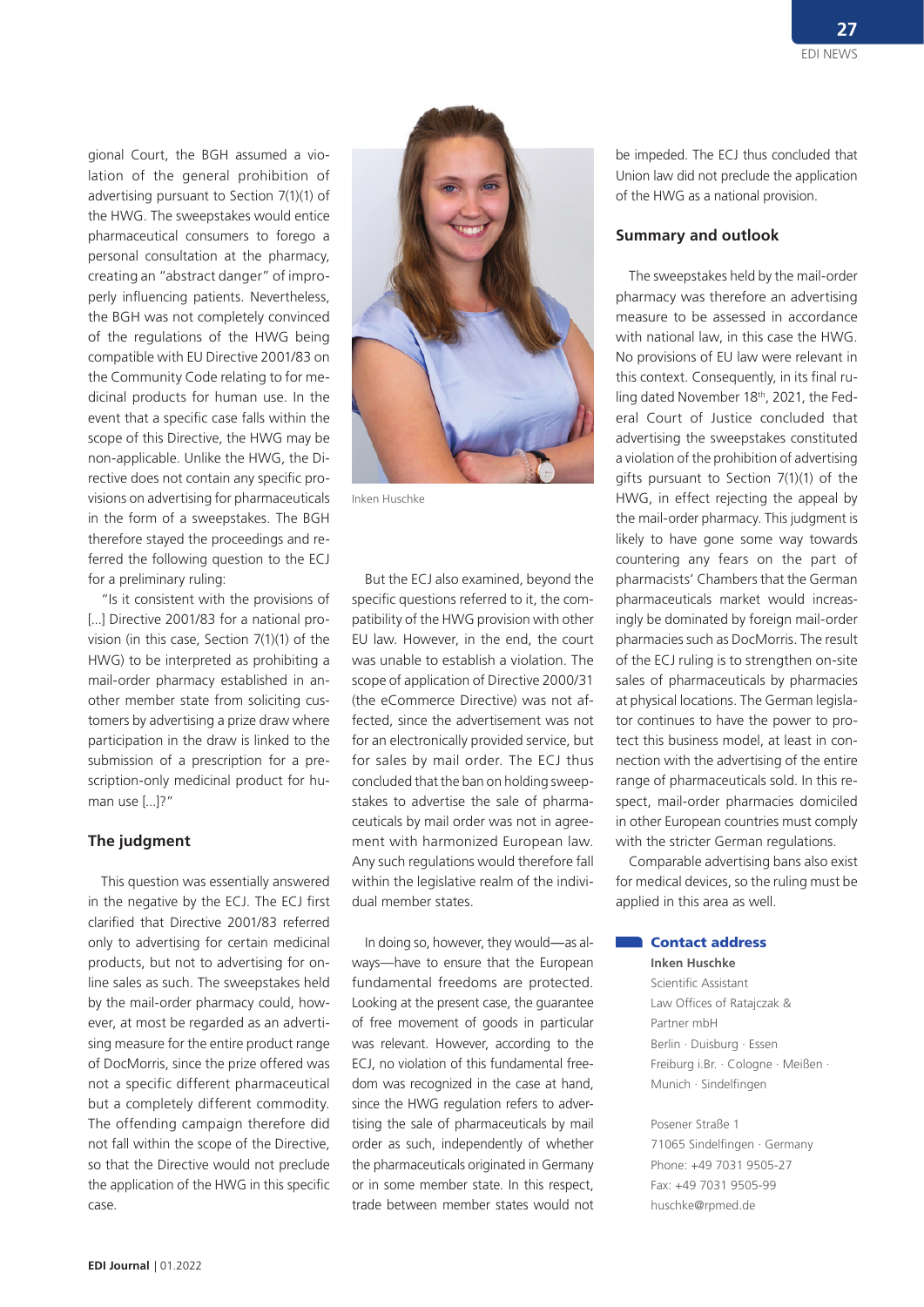gional Court, the BGH assumed a violation of the general prohibition of advertising pursuant to Section 7(1)(1) of the HWG. The sweepstakes would entice pharmaceutical consumers to forego a personal consultation at the pharmacy, creating an "abstract danger" of improperly influencing patients. Nevertheless, the BGH was not completely convinced of the regulations of the HWG being compatible with EU Directive 2001/83 on the Community Code relating to for medicinal products for human use. In the event that a specific case falls within the scope of this Directive, the HWG may be non-applicable. Unlike the HWG, the Directive does not contain any specific provisions on advertising for pharmaceuticals in the form of a sweepstakes. The BGH therefore stayed the proceedings and referred the following question to the ECJ for a preliminary ruling:

"Is it consistent with the provisions of [...] Directive 2001/83 for a national provision (in this case, Section 7(1)(1) of the HWG) to be interpreted as prohibiting a mail-order pharmacy established in another member state from soliciting customers by advertising a prize draw where participation in the draw is linked to the submission of a prescription for a prescription-only medicinal product for human use [...]?"

## The judgment

This question was essentially answered in the negative by the ECJ. The ECJ first clarified that Directive 2001/83 referred only to advertising for certain medicinal products, but not to advertising for online sales as such. The sweepstakes held by the mail-order pharmacy could, however, at most be regarded as an advertising measure for the entire product range of DocMorris, since the prize offered was not a specific different pharmaceutical but a completely different commodity. The offending campaign therefore did not fall within the scope of the Directive, so that the Directive would not preclude the application of the HWG in this specific case.

Inken Huschke

But the ECJ also examined, beyond the specific questions referred to it, the compatibility of the HWG provision with other EU law. However, in the end, the court was unable to establish a violation. The scope of application of Directive 2000/31 (the eCommerce Directive) was not affected, since the advertisement was not for an electronically provided service, but for sales by mail order. The ECJ thus concluded that the ban on holding sweepstakes to advertise the sale of pharmaceuticals by mail order was not in agreement with harmonized European law. Any such regulations would therefore fall within the legislative realm of the individual member states.

In doing so, however, they would—as always—have to ensure that the European fundamental freedoms are protected. Looking at the present case, the guarantee of free movement of goods in particular was relevant. However, according to the ECJ, no violation of this fundamental freedom was recognized in the case at hand, since the HWG regulation refers to advertising the sale of pharmaceuticals by mail order as such, independently of whether the pharmaceuticals originated in Germany or in some member state. In this respect, trade between member states would not be impeded. The ECJ thus concluded that Union law did not preclude the application of the HWG as a national provision.

## Summary and outlook

The sweepstakes held by the mail-order pharmacy was therefore an advertising measure to be assessed in accordance with national law, in this case the HWG. No provisions of EU law were relevant in this context. Consequently, in its final ruling dated November 18th, 2021, the Federal Court of Justice concluded that advertising the sweepstakes constituted a violation of the prohibition of advertising gifts pursuant to Section 7(1)(1) of the HWG, in effect rejecting the appeal by the mail-order pharmacy. This judgment is likely to have gone some way towards countering any fears on the part of pharmacists' Chambers that the German pharmaceuticals market would increasingly be dominated by foreign mail-order pharmacies such as DocMorris. The result of the ECJ ruling is to strengthen on-site sales of pharmaceuticals by pharmacies at physical locations. The German legislator continues to have the power to protect this business model, at least in connection with the advertising of the entire range of pharmaceuticals sold. In this respect, mail-order pharmacies domiciled in other European countries must comply with the stricter German regulations.

Comparable advertising bans also exist for medical devices, so the ruling must be applied in this area as well.

### Contact address

**Inken Huschke**
Scientific Assistant
Law Offices of Ratajczak & Partner mbH
Berlin · Duisburg · Essen
Freiburg i.Br. · Cologne · Meißen · Munich · Sindelfingen

Posener Straße 1
71065 Sindelfingen · Germany
Phone: +49 7031 9505-27
Fax: +49 7031 9505-99
huschke@rpmed.de